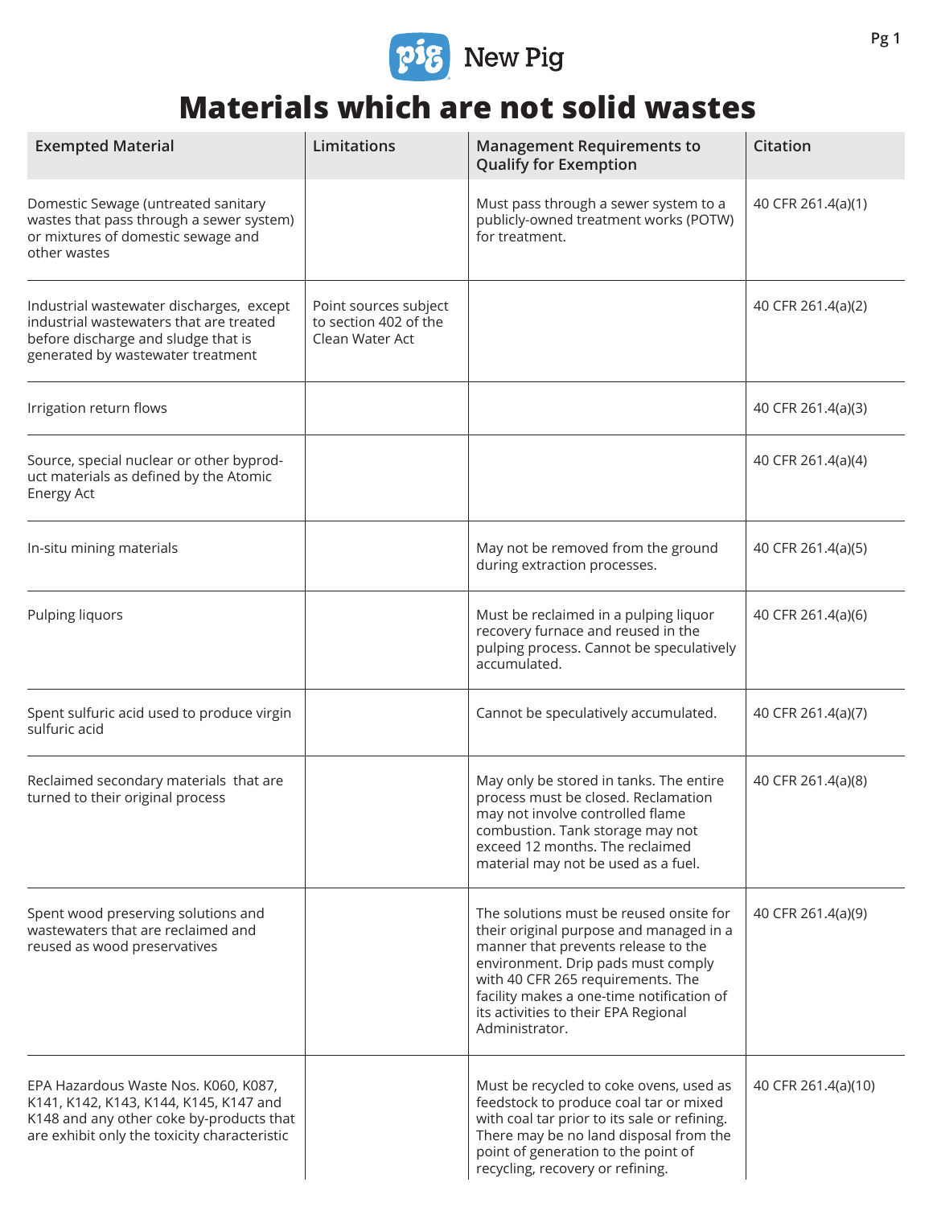# Materials which are not solid wastes

| Exempted Material | Limitations | Management Requirements to Qualify for Exemption | Citation |
|---|---|---|---|
| Domestic Sewage (untreated sanitary wastes that pass through a sewer system) or mixtures of domestic sewage and other wastes | | Must pass through a sewer system to a publicly-owned treatment works (POTW) for treatment. | 40 CFR 261.4(a)(1) |
| Industrial wastewater discharges, except industrial wastewaters that are treated before discharge and sludge that is generated by wastewater treatment | Point sources subject to section 402 of the Clean Water Act | | 40 CFR 261.4(a)(2) |
| Irrigation return flows | | | 40 CFR 261.4(a)(3) |
| Source, special nuclear or other byproduct materials as defined by the Atomic Energy Act | | | 40 CFR 261.4(a)(4) |
| In-situ mining materials | | May not be removed from the ground during extraction processes. | 40 CFR 261.4(a)(5) |
| Pulping liquors | | Must be reclaimed in a pulping liquor recovery furnace and reused in the pulping process. Cannot be speculatively accumulated. | 40 CFR 261.4(a)(6) |
| Spent sulfuric acid used to produce virgin sulfuric acid | | Cannot be speculatively accumulated. | 40 CFR 261.4(a)(7) |
| Reclaimed secondary materials that are turned to their original process | | May only be stored in tanks. The entire process must be closed. Reclamation may not involve controlled flame combustion. Tank storage may not exceed 12 months. The reclaimed material may not be used as a fuel. | 40 CFR 261.4(a)(8) |
| Spent wood preserving solutions and wastewaters that are reclaimed and reused as wood preservatives | | The solutions must be reused onsite for their original purpose and managed in a manner that prevents release to the environment. Drip pads must comply with 40 CFR 265 requirements. The facility makes a one-time notification of its activities to their EPA Regional Administrator. | 40 CFR 261.4(a)(9) |
| EPA Hazardous Waste Nos. K060, K087, K141, K142, K143, K144, K145, K147 and K148 and any other coke by-products that are exhibit only the toxicity characteristic | | Must be recycled to coke ovens, used as feedstock to produce coal tar or mixed with coal tar prior to its sale or refining. There may be no land disposal from the point of generation to the point of recycling, recovery or refining. | 40 CFR 261.4(a)(10) |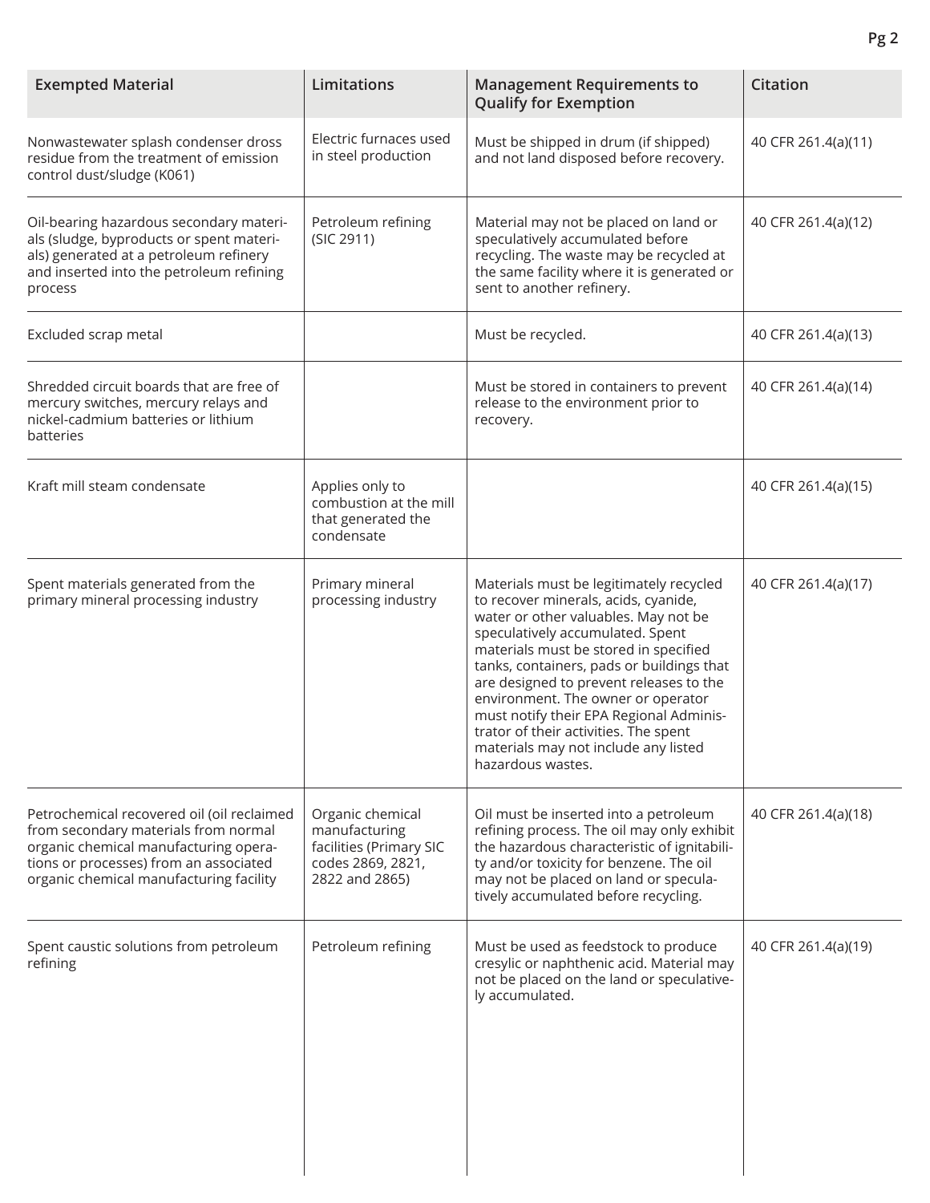| Exempted Material | Limitations | Management Requirements to Qualify for Exemption | Citation |
|---|---|---|---|
| Nonwastewater splash condenser dross residue from the treatment of emission control dust/sludge (K061) | Electric furnaces used in steel production | Must be shipped in drum (if shipped) and not land disposed before recovery. | 40 CFR 261.4(a)(11) |
| Oil-bearing hazardous secondary materials (sludge, byproducts or spent materials) generated at a petroleum refinery and inserted into the petroleum refining process | Petroleum refining (SIC 2911) | Material may not be placed on land or speculatively accumulated before recycling. The waste may be recycled at the same facility where it is generated or sent to another refinery. | 40 CFR 261.4(a)(12) |
| Excluded scrap metal | | Must be recycled. | 40 CFR 261.4(a)(13) |
| Shredded circuit boards that are free of mercury switches, mercury relays and nickel-cadmium batteries or lithium batteries | | Must be stored in containers to prevent release to the environment prior to recovery. | 40 CFR 261.4(a)(14) |
| Kraft mill steam condensate | Applies only to combustion at the mill that generated the condensate | | 40 CFR 261.4(a)(15) |
| Spent materials generated from the primary mineral processing industry | Primary mineral processing industry | Materials must be legitimately recycled to recover minerals, acids, cyanide, water or other valuables. May not be speculatively accumulated. Spent materials must be stored in specified tanks, containers, pads or buildings that are designed to prevent releases to the environment. The owner or operator must notify their EPA Regional Administrator of their activities. The spent materials may not include any listed hazardous wastes. | 40 CFR 261.4(a)(17) |
| Petrochemical recovered oil (oil reclaimed from secondary materials from normal organic chemical manufacturing operations or processes) from an associated organic chemical manufacturing facility | Organic chemical manufacturing facilities (Primary SIC codes 2869, 2821, 2822 and 2865) | Oil must be inserted into a petroleum refining process. The oil may only exhibit the hazardous characteristic of ignitability and/or toxicity for benzene. The oil may not be placed on land or speculatively accumulated before recycling. | 40 CFR 261.4(a)(18) |
| Spent caustic solutions from petroleum refining | Petroleum refining | Must be used as feedstock to produce cresylic or naphthenic acid. Material may not be placed on the land or speculatively accumulated. | 40 CFR 261.4(a)(19) |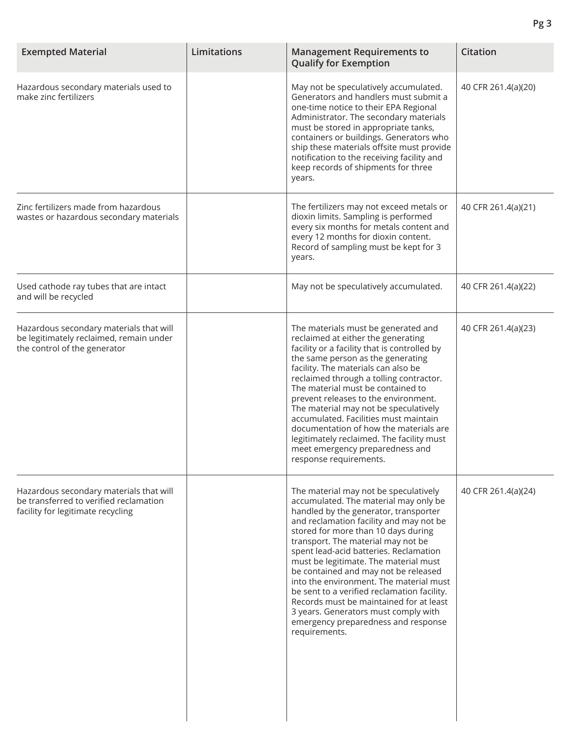| Exempted Material | Limitations | Management Requirements to Qualify for Exemption | Citation |
|---|---|---|---|
| Hazardous secondary materials used to make zinc fertilizers | | May not be speculatively accumulated. Generators and handlers must submit a one-time notice to their EPA Regional Administrator. The secondary materials must be stored in appropriate tanks, containers or buildings. Generators who ship these materials offsite must provide notification to the receiving facility and keep records of shipments for three years. | 40 CFR 261.4(a)(20) |
| Zinc fertilizers made from hazardous wastes or hazardous secondary materials | | The fertilizers may not exceed metals or dioxin limits. Sampling is performed every six months for metals content and every 12 months for dioxin content. Record of sampling must be kept for 3 years. | 40 CFR 261.4(a)(21) |
| Used cathode ray tubes that are intact and will be recycled | | May not be speculatively accumulated. | 40 CFR 261.4(a)(22) |
| Hazardous secondary materials that will be legitimately reclaimed, remain under the control of the generator | | The materials must be generated and reclaimed at either the generating facility or a facility that is controlled by the same person as the generating facility. The materials can also be reclaimed through a tolling contractor. The material must be contained to prevent releases to the environment. The material may not be speculatively accumulated. Facilities must maintain documentation of how the materials are legitimately reclaimed. The facility must meet emergency preparedness and response requirements. | 40 CFR 261.4(a)(23) |
| Hazardous secondary materials that will be transferred to verified reclamation facility for legitimate recycling | | The material may not be speculatively accumulated. The material may only be handled by the generator, transporter and reclamation facility and may not be stored for more than 10 days during transport. The material may not be spent lead-acid batteries. Reclamation must be legitimate. The material must be contained and may not be released into the environment. The material must be sent to a verified reclamation facility. Records must be maintained for at least 3 years. Generators must comply with emergency preparedness and response requirements. | 40 CFR 261.4(a)(24) |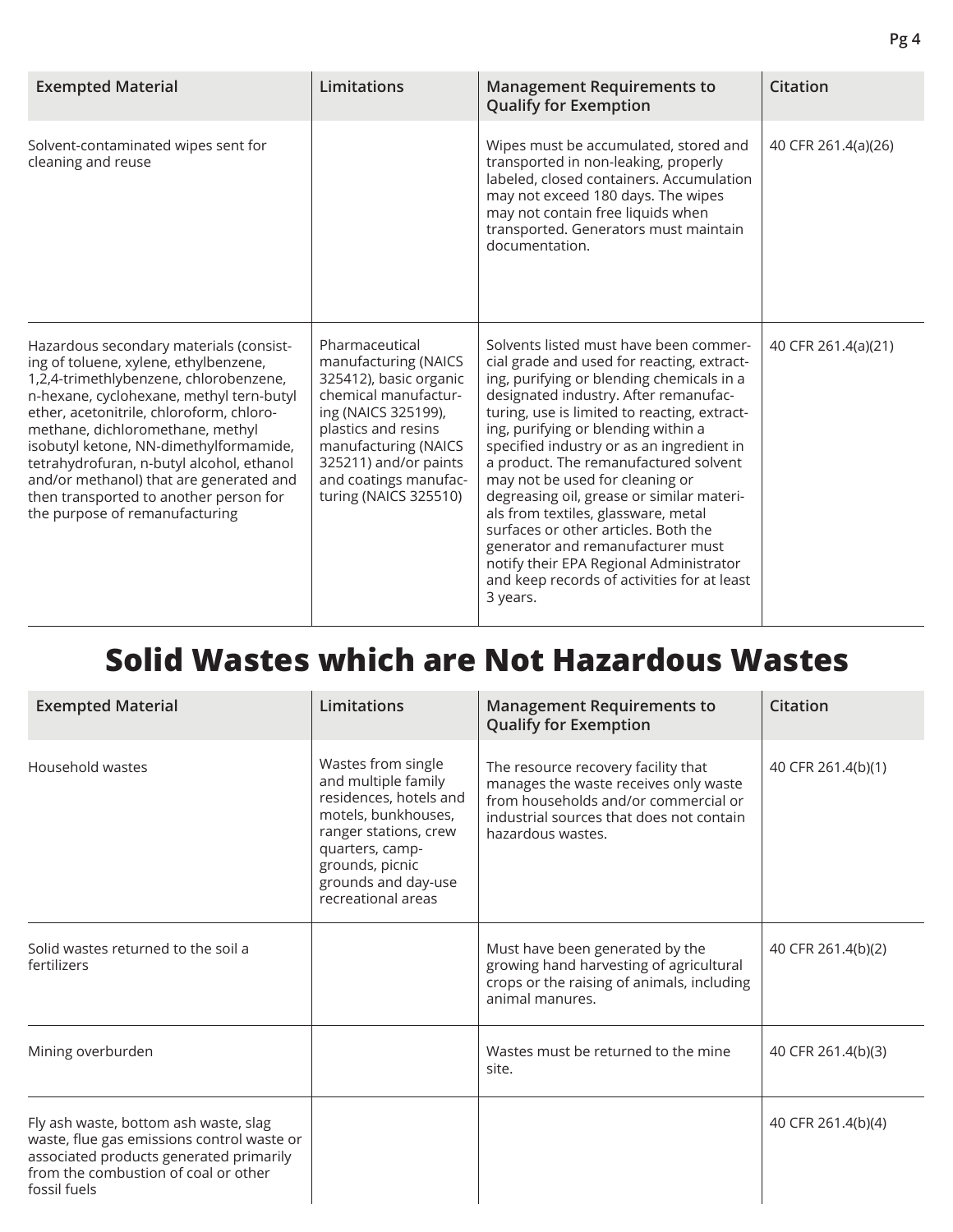| Exempted Material | Limitations | Management Requirements to Qualify for Exemption | Citation |
|---|---|---|---|
| Solvent-contaminated wipes sent for cleaning and reuse | | Wipes must be accumulated, stored and transported in non-leaking, properly labeled, closed containers. Accumulation may not exceed 180 days. The wipes may not contain free liquids when transported. Generators must maintain documentation. | 40 CFR 261.4(a)(26) |
| Hazardous secondary materials (consisting of toluene, xylene, ethylbenzene, 1,2,4-trimethlybenzene, chlorobenzene, n-hexane, cyclohexane, methyl tern-butyl ether, acetonitrile, chloroform, chloromethane, dichloromethane, methyl isobutyl ketone, NN-dimethylformamide, tetrahydrofuran, n-butyl alcohol, ethanol and/or methanol) that are generated and then transported to another person for the purpose of remanufacturing | Pharmaceutical manufacturing (NAICS 325412), basic organic chemical manufacturing (NAICS 325199), plastics and resins manufacturing (NAICS 325211) and/or paints and coatings manufacturing (NAICS 325510) | Solvents listed must have been commercial grade and used for reacting, extracting, purifying or blending chemicals in a designated industry. After remanufacturing, use is limited to reacting, extracting, purifying or blending within a specified industry or as an ingredient in a product. The remanufactured solvent may not be used for cleaning or degreasing oil, grease or similar materials from textiles, glassware, metal surfaces or other articles. Both the generator and remanufacturer must notify their EPA Regional Administrator and keep records of activities for at least 3 years. | 40 CFR 261.4(a)(21) |

# Solid Wastes which are Not Hazardous Wastes

| Exempted Material | Limitations | Management Requirements to Qualify for Exemption | Citation |
|---|---|---|---|
| Household wastes | Wastes from single and multiple family residences, hotels and motels, bunkhouses, ranger stations, crew quarters, campgrounds, picnic grounds and day-use recreational areas | The resource recovery facility that manages the waste receives only waste from households and/or commercial or industrial sources that does not contain hazardous wastes. | 40 CFR 261.4(b)(1) |
| Solid wastes returned to the soil a fertilizers | | Must have been generated by the growing hand harvesting of agricultural crops or the raising of animals, including animal manures. | 40 CFR 261.4(b)(2) |
| Mining overburden | | Wastes must be returned to the mine site. | 40 CFR 261.4(b)(3) |
| Fly ash waste, bottom ash waste, slag waste, flue gas emissions control waste or associated products generated primarily from the combustion of coal or other fossil fuels | | | 40 CFR 261.4(b)(4) |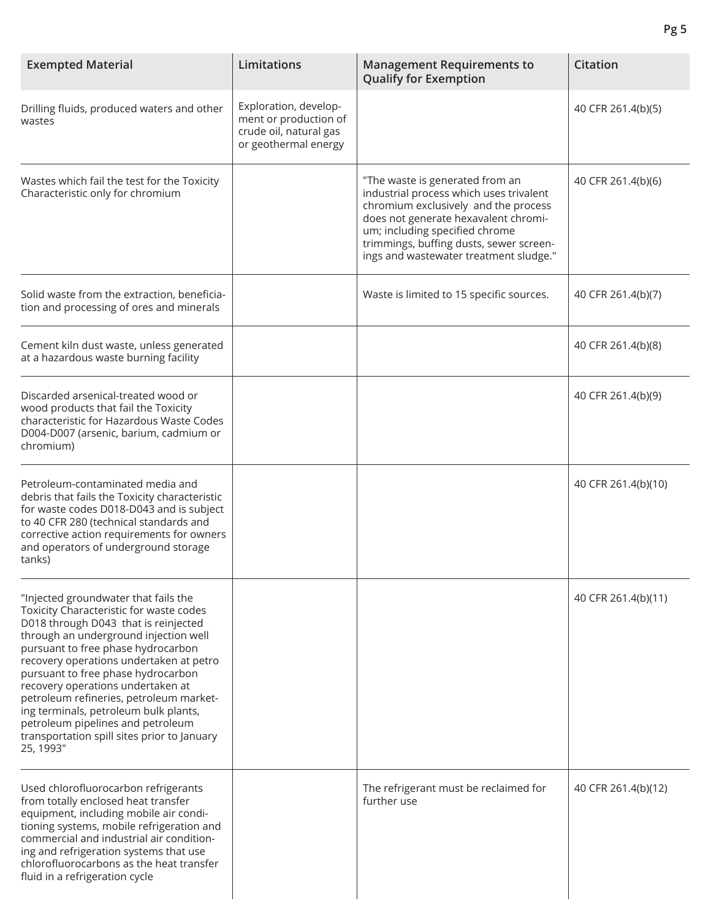| Exempted Material | Limitations | Management Requirements to Qualify for Exemption | Citation |
| --- | --- | --- | --- |
| Drilling fluids, produced waters and other wastes | Exploration, development or production of crude oil, natural gas or geothermal energy | | 40 CFR 261.4(b)(5) |
| Wastes which fail the test for the Toxicity Characteristic only for chromium | | "The waste is generated from an industrial process which uses trivalent chromium exclusively and the process does not generate hexavalent chromium; including specified chrome trimmings, buffing dusts, sewer screenings and wastewater treatment sludge." | 40 CFR 261.4(b)(6) |
| Solid waste from the extraction, beneficiation and processing of ores and minerals | | Waste is limited to 15 specific sources. | 40 CFR 261.4(b)(7) |
| Cement kiln dust waste, unless generated at a hazardous waste burning facility | | | 40 CFR 261.4(b)(8) |
| Discarded arsenical-treated wood or wood products that fail the Toxicity characteristic for Hazardous Waste Codes D004-D007 (arsenic, barium, cadmium or chromium) | | | 40 CFR 261.4(b)(9) |
| Petroleum-contaminated media and debris that fails the Toxicity characteristic for waste codes D018-D043 and is subject to 40 CFR 280 (technical standards and corrective action requirements for owners and operators of underground storage tanks) | | | 40 CFR 261.4(b)(10) |
| "Injected groundwater that fails the Toxicity Characteristic for waste codes D018 through D043 that is reinjected through an underground injection well pursuant to free phase hydrocarbon recovery operations undertaken at petro pursuant to free phase hydrocarbon recovery operations undertaken at petroleum refineries, petroleum marketing terminals, petroleum bulk plants, petroleum pipelines and petroleum transportation spill sites prior to January 25, 1993" | | | 40 CFR 261.4(b)(11) |
| Used chlorofluorocarbon refrigerants from totally enclosed heat transfer equipment, including mobile air conditioning systems, mobile refrigeration and commercial and industrial air conditioning and refrigeration systems that use chlorofluorocarbons as the heat transfer fluid in a refrigeration cycle | | The refrigerant must be reclaimed for further use | 40 CFR 261.4(b)(12) |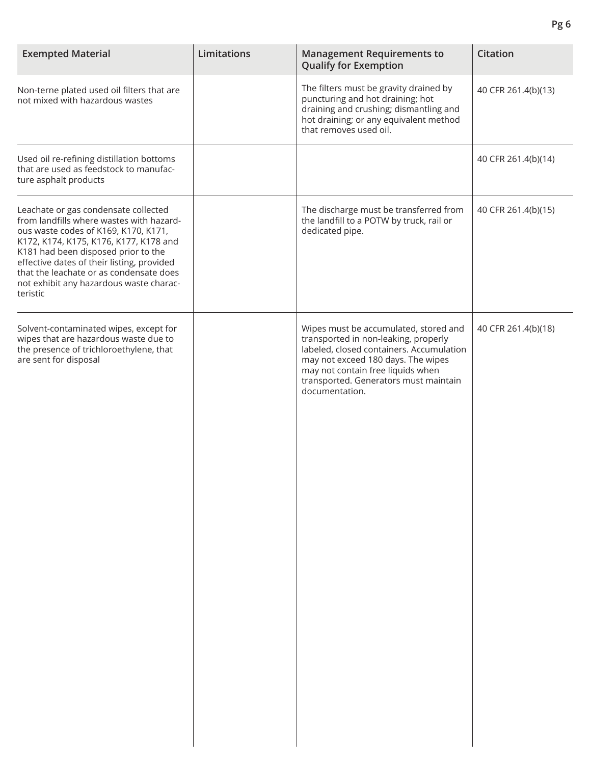| Exempted Material | Limitations | Management Requirements to Qualify for Exemption | Citation |
|---|---|---|---|
| Non-terne plated used oil filters that are not mixed with hazardous wastes | | The filters must be gravity drained by puncturing and hot draining; hot draining and crushing; dismantling and hot draining; or any equivalent method that removes used oil. | 40 CFR 261.4(b)(13) |
| Used oil re-refining distillation bottoms that are used as feedstock to manufacture asphalt products | | | 40 CFR 261.4(b)(14) |
| Leachate or gas condensate collected from landfills where wastes with hazardous waste codes of K169, K170, K171, K172, K174, K175, K176, K177, K178 and K181 had been disposed prior to the effective dates of their listing, provided that the leachate or as condensate does not exhibit any hazardous waste characteristic | | The discharge must be transferred from the landfill to a POTW by truck, rail or dedicated pipe. | 40 CFR 261.4(b)(15) |
| Solvent-contaminated wipes, except for wipes that are hazardous waste due to the presence of trichloroethylene, that are sent for disposal | | Wipes must be accumulated, stored and transported in non-leaking, properly labeled, closed containers. Accumulation may not exceed 180 days. The wipes may not contain free liquids when transported. Generators must maintain documentation. | 40 CFR 261.4(b)(18) |